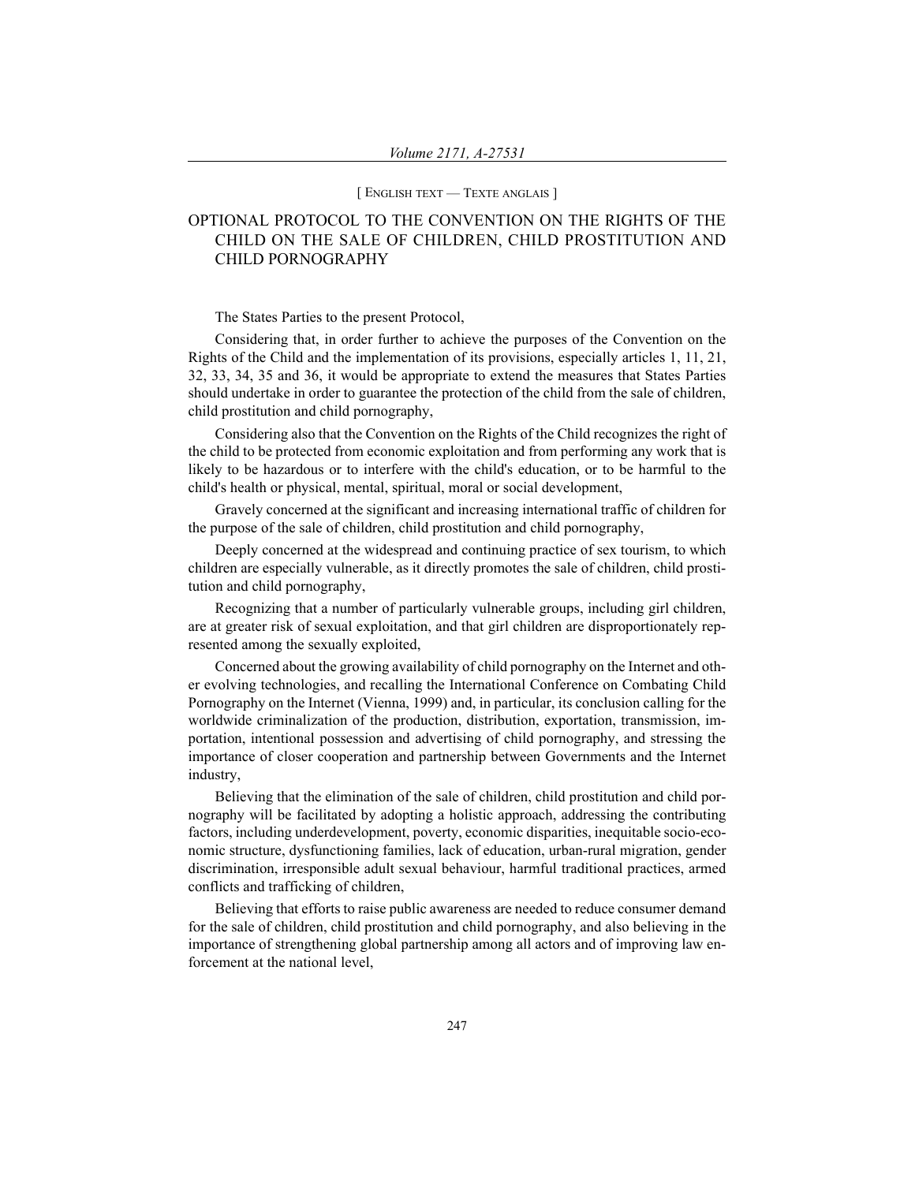[ English text — Texte anglais ]

# OPTIONAL PROTOCOL TO THE CONVENTION ON THE RIGHTS OF THE CHILD ON THE SALE OF CHILDREN, CHILD PROSTITUTION AND CHILD PORNOGRAPHY

The States Parties to the present Protocol,

Considering that, in order further to achieve the purposes of the Convention on the Rights of the Child and the implementation of its provisions, especially articles 1, 11, 21, 32, 33, 34, 35 and 36, it would be appropriate to extend the measures that States Parties should undertake in order to guarantee the protection of the child from the sale of children, child prostitution and child pornography,

Considering also that the Convention on the Rights of the Child recognizes the right of the child to be protected from economic exploitation and from performing any work that is likely to be hazardous or to interfere with the child's education, or to be harmful to the child's health or physical, mental, spiritual, moral or social development,

Gravely concerned at the significant and increasing international traffic of children for the purpose of the sale of children, child prostitution and child pornography,

Deeply concerned at the widespread and continuing practice of sex tourism, to which children are especially vulnerable, as it directly promotes the sale of children, child prostitution and child pornography,

Recognizing that a number of particularly vulnerable groups, including girl children, are at greater risk of sexual exploitation, and that girl children are disproportionately represented among the sexually exploited,

Concerned about the growing availability of child pornography on the Internet and other evolving technologies, and recalling the International Conference on Combating Child Pornography on the Internet (Vienna, 1999) and, in particular, its conclusion calling for the worldwide criminalization of the production, distribution, exportation, transmission, importation, intentional possession and advertising of child pornography, and stressing the importance of closer cooperation and partnership between Governments and the Internet industry,

Believing that the elimination of the sale of children, child prostitution and child pornography will be facilitated by adopting a holistic approach, addressing the contributing factors, including underdevelopment, poverty, economic disparities, inequitable socio-economic structure, dysfunctioning families, lack of education, urban-rural migration, gender discrimination, irresponsible adult sexual behaviour, harmful traditional practices, armed conflicts and trafficking of children,

Believing that efforts to raise public awareness are needed to reduce consumer demand for the sale of children, child prostitution and child pornography, and also believing in the importance of strengthening global partnership among all actors and of improving law enforcement at the national level,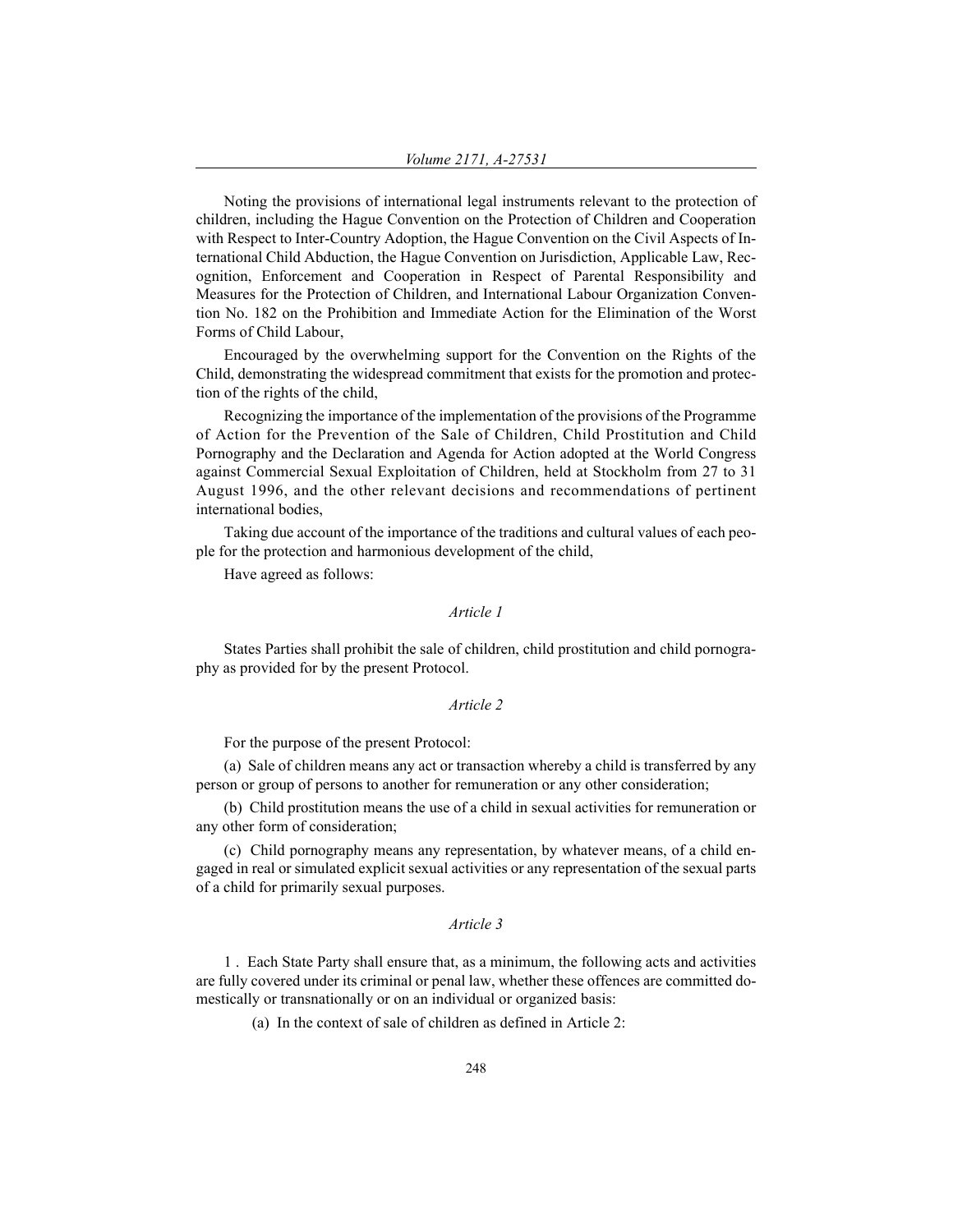Noting the provisions of international legal instruments relevant to the protection of children, including the Hague Convention on the Protection of Children and Cooperation with Respect to Inter-Country Adoption, the Hague Convention on the Civil Aspects of International Child Abduction, the Hague Convention on Jurisdiction, Applicable Law, Recognition, Enforcement and Cooperation in Respect of Parental Responsibility and Measures for the Protection of Children, and International Labour Organization Convention No. 182 on the Prohibition and Immediate Action for the Elimination of the Worst Forms of Child Labour,

Encouraged by the overwhelming support for the Convention on the Rights of the Child, demonstrating the widespread commitment that exists for the promotion and protection of the rights of the child,

Recognizing the importance of the implementation of the provisions of the Programme of Action for the Prevention of the Sale of Children, Child Prostitution and Child Pornography and the Declaration and Agenda for Action adopted at the World Congress against Commercial Sexual Exploitation of Children, held at Stockholm from 27 to 31 August 1996, and the other relevant decisions and recommendations of pertinent international bodies,

Taking due account of the importance of the traditions and cultural values of each people for the protection and harmonious development of the child,

Have agreed as follows:

*Article 1*

States Parties shall prohibit the sale of children, child prostitution and child pornography as provided for by the present Protocol.

*Article 2*

For the purpose of the present Protocol:

(a) Sale of children means any act or transaction whereby a child is transferred by any person or group of persons to another for remuneration or any other consideration;

(b) Child prostitution means the use of a child in sexual activities for remuneration or any other form of consideration;

(c) Child pornography means any representation, by whatever means, of a child engaged in real or simulated explicit sexual activities or any representation of the sexual parts of a child for primarily sexual purposes.

*Article 3*

1 . Each State Party shall ensure that, as a minimum, the following acts and activities are fully covered under its criminal or penal law, whether these offences are committed domestically or transnationally or on an individual or organized basis:

(a) In the context of sale of children as defined in Article 2: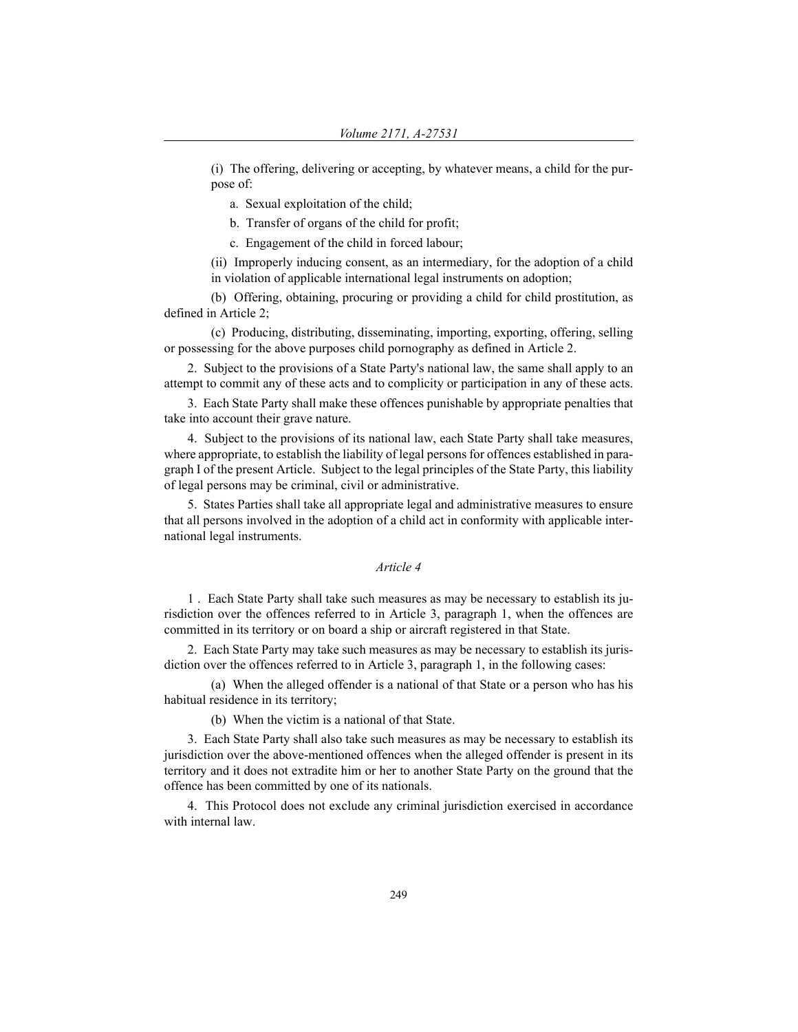(i) The offering, delivering or accepting, by whatever means, a child for the purpose of:

a. Sexual exploitation of the child;

b. Transfer of organs of the child for profit;

c. Engagement of the child in forced labour;

(ii) Improperly inducing consent, as an intermediary, for the adoption of a child in violation of applicable international legal instruments on adoption;

(b) Offering, obtaining, procuring or providing a child for child prostitution, as defined in Article 2;

(c) Producing, distributing, disseminating, importing, exporting, offering, selling or possessing for the above purposes child pornography as defined in Article 2.

2. Subject to the provisions of a State Party's national law, the same shall apply to an attempt to commit any of these acts and to complicity or participation in any of these acts.

3. Each State Party shall make these offences punishable by appropriate penalties that take into account their grave nature.

4. Subject to the provisions of its national law, each State Party shall take measures, where appropriate, to establish the liability of legal persons for offences established in paragraph I of the present Article. Subject to the legal principles of the State Party, this liability of legal persons may be criminal, civil or administrative.

5. States Parties shall take all appropriate legal and administrative measures to ensure that all persons involved in the adoption of a child act in conformity with applicable international legal instruments.

### *Article 4*

1 . Each State Party shall take such measures as may be necessary to establish its jurisdiction over the offences referred to in Article 3, paragraph 1, when the offences are committed in its territory or on board a ship or aircraft registered in that State.

2. Each State Party may take such measures as may be necessary to establish its jurisdiction over the offences referred to in Article 3, paragraph 1, in the following cases:

(a) When the alleged offender is a national of that State or a person who has his habitual residence in its territory;

(b) When the victim is a national of that State.

3. Each State Party shall also take such measures as may be necessary to establish its jurisdiction over the above-mentioned offences when the alleged offender is present in its territory and it does not extradite him or her to another State Party on the ground that the offence has been committed by one of its nationals.

4. This Protocol does not exclude any criminal jurisdiction exercised in accordance with internal law.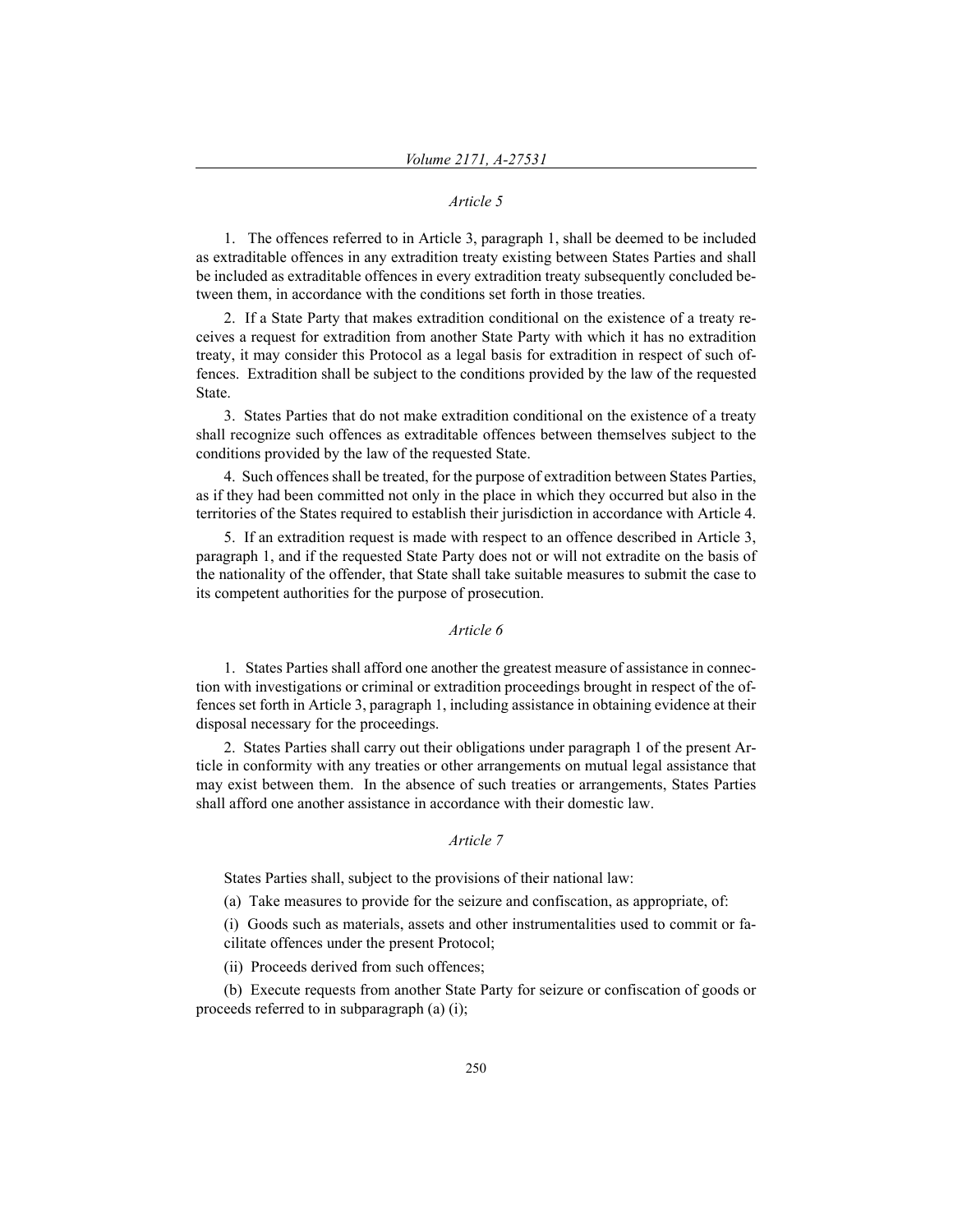*Article 5*

1. The offences referred to in Article 3, paragraph 1, shall be deemed to be included as extraditable offences in any extradition treaty existing between States Parties and shall be included as extraditable offences in every extradition treaty subsequently concluded between them, in accordance with the conditions set forth in those treaties.

2. If a State Party that makes extradition conditional on the existence of a treaty receives a request for extradition from another State Party with which it has no extradition treaty, it may consider this Protocol as a legal basis for extradition in respect of such offences. Extradition shall be subject to the conditions provided by the law of the requested State.

3. States Parties that do not make extradition conditional on the existence of a treaty shall recognize such offences as extraditable offences between themselves subject to the conditions provided by the law of the requested State.

4. Such offences shall be treated, for the purpose of extradition between States Parties, as if they had been committed not only in the place in which they occurred but also in the territories of the States required to establish their jurisdiction in accordance with Article 4.

5. If an extradition request is made with respect to an offence described in Article 3, paragraph 1, and if the requested State Party does not or will not extradite on the basis of the nationality of the offender, that State shall take suitable measures to submit the case to its competent authorities for the purpose of prosecution.

*Article 6*

1. States Parties shall afford one another the greatest measure of assistance in connection with investigations or criminal or extradition proceedings brought in respect of the offences set forth in Article 3, paragraph 1, including assistance in obtaining evidence at their disposal necessary for the proceedings.

2. States Parties shall carry out their obligations under paragraph 1 of the present Article in conformity with any treaties or other arrangements on mutual legal assistance that may exist between them. In the absence of such treaties or arrangements, States Parties shall afford one another assistance in accordance with their domestic law.

*Article 7*

States Parties shall, subject to the provisions of their national law:

(a) Take measures to provide for the seizure and confiscation, as appropriate, of:

(i) Goods such as materials, assets and other instrumentalities used to commit or facilitate offences under the present Protocol;

(ii) Proceeds derived from such offences;

(b) Execute requests from another State Party for seizure or confiscation of goods or proceeds referred to in subparagraph (a) (i);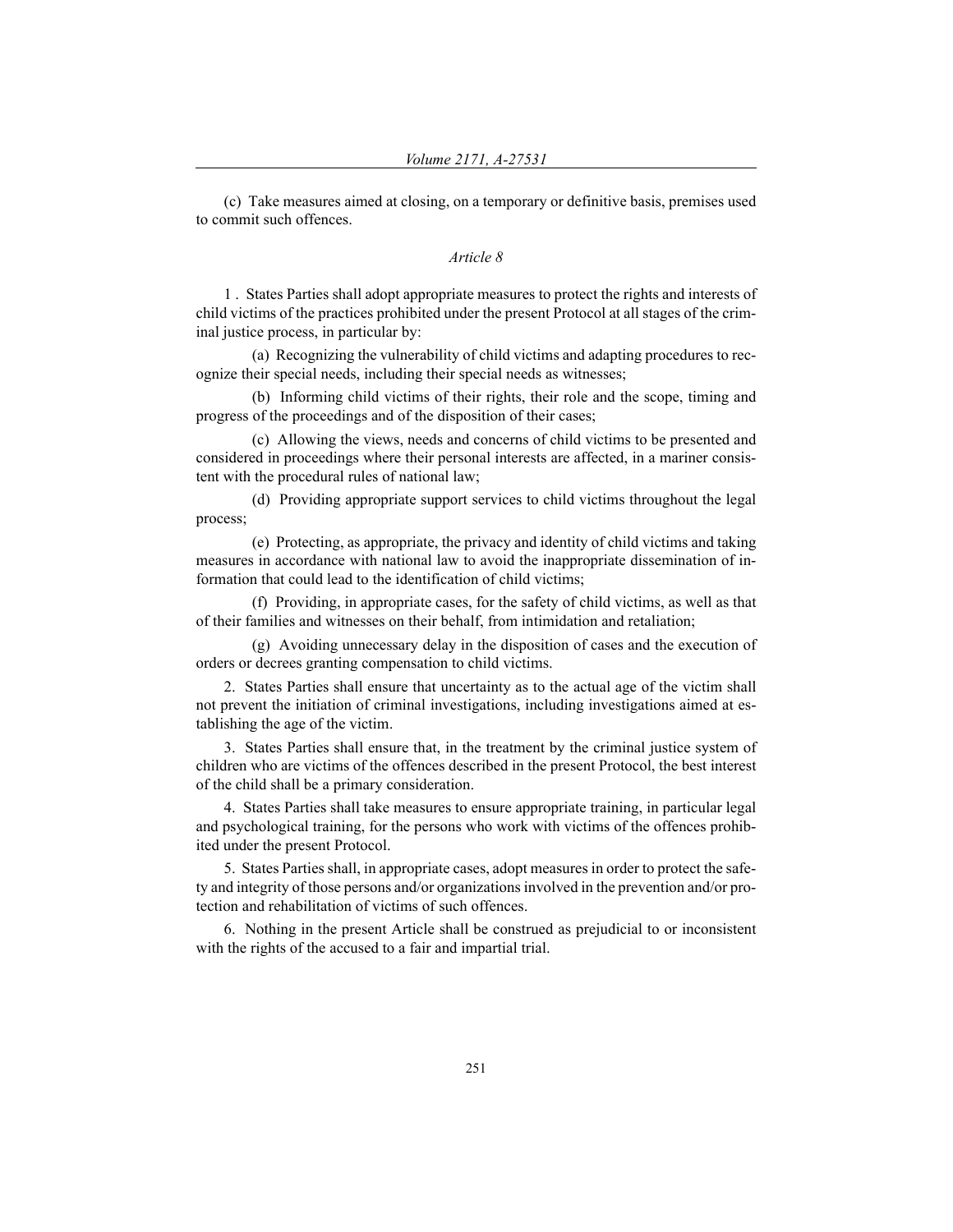(c) Take measures aimed at closing, on a temporary or definitive basis, premises used to commit such offences.

*Article 8*

1 . States Parties shall adopt appropriate measures to protect the rights and interests of child victims of the practices prohibited under the present Protocol at all stages of the criminal justice process, in particular by:

(a) Recognizing the vulnerability of child victims and adapting procedures to recognize their special needs, including their special needs as witnesses;

(b) Informing child victims of their rights, their role and the scope, timing and progress of the proceedings and of the disposition of their cases;

(c) Allowing the views, needs and concerns of child victims to be presented and considered in proceedings where their personal interests are affected, in a mariner consistent with the procedural rules of national law;

(d) Providing appropriate support services to child victims throughout the legal process;

(e) Protecting, as appropriate, the privacy and identity of child victims and taking measures in accordance with national law to avoid the inappropriate dissemination of information that could lead to the identification of child victims;

(f) Providing, in appropriate cases, for the safety of child victims, as well as that of their families and witnesses on their behalf, from intimidation and retaliation;

(g) Avoiding unnecessary delay in the disposition of cases and the execution of orders or decrees granting compensation to child victims.

2. States Parties shall ensure that uncertainty as to the actual age of the victim shall not prevent the initiation of criminal investigations, including investigations aimed at establishing the age of the victim.

3. States Parties shall ensure that, in the treatment by the criminal justice system of children who are victims of the offences described in the present Protocol, the best interest of the child shall be a primary consideration.

4. States Parties shall take measures to ensure appropriate training, in particular legal and psychological training, for the persons who work with victims of the offences prohibited under the present Protocol.

5. States Parties shall, in appropriate cases, adopt measures in order to protect the safety and integrity of those persons and/or organizations involved in the prevention and/or protection and rehabilitation of victims of such offences.

6. Nothing in the present Article shall be construed as prejudicial to or inconsistent with the rights of the accused to a fair and impartial trial.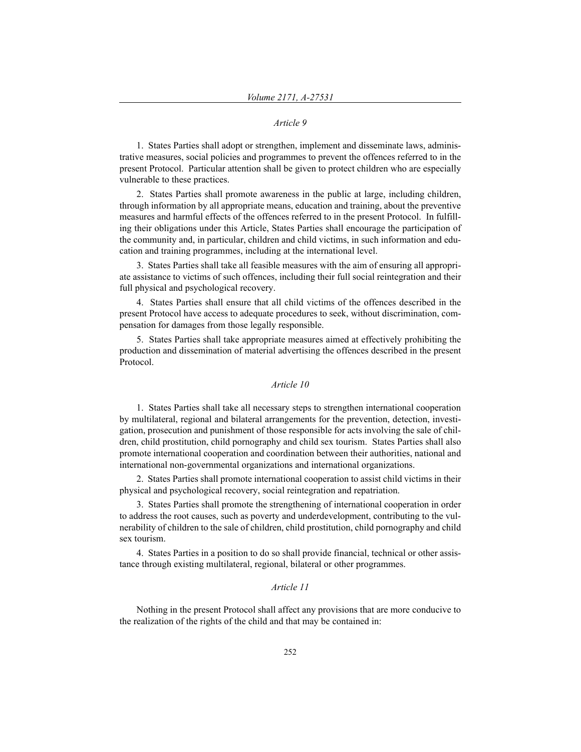*Article 9*

1. States Parties shall adopt or strengthen, implement and disseminate laws, administrative measures, social policies and programmes to prevent the offences referred to in the present Protocol. Particular attention shall be given to protect children who are especially vulnerable to these practices.

2. States Parties shall promote awareness in the public at large, including children, through information by all appropriate means, education and training, about the preventive measures and harmful effects of the offences referred to in the present Protocol. In fulfilling their obligations under this Article, States Parties shall encourage the participation of the community and, in particular, children and child victims, in such information and education and training programmes, including at the international level.

3. States Parties shall take all feasible measures with the aim of ensuring all appropriate assistance to victims of such offences, including their full social reintegration and their full physical and psychological recovery.

4. States Parties shall ensure that all child victims of the offences described in the present Protocol have access to adequate procedures to seek, without discrimination, compensation for damages from those legally responsible.

5. States Parties shall take appropriate measures aimed at effectively prohibiting the production and dissemination of material advertising the offences described in the present Protocol.

*Article 10*

1. States Parties shall take all necessary steps to strengthen international cooperation by multilateral, regional and bilateral arrangements for the prevention, detection, investigation, prosecution and punishment of those responsible for acts involving the sale of children, child prostitution, child pornography and child sex tourism. States Parties shall also promote international cooperation and coordination between their authorities, national and international non-governmental organizations and international organizations.

2. States Parties shall promote international cooperation to assist child victims in their physical and psychological recovery, social reintegration and repatriation.

3. States Parties shall promote the strengthening of international cooperation in order to address the root causes, such as poverty and underdevelopment, contributing to the vulnerability of children to the sale of children, child prostitution, child pornography and child sex tourism.

4. States Parties in a position to do so shall provide financial, technical or other assistance through existing multilateral, regional, bilateral or other programmes.

*Article 11*

Nothing in the present Protocol shall affect any provisions that are more conducive to the realization of the rights of the child and that may be contained in: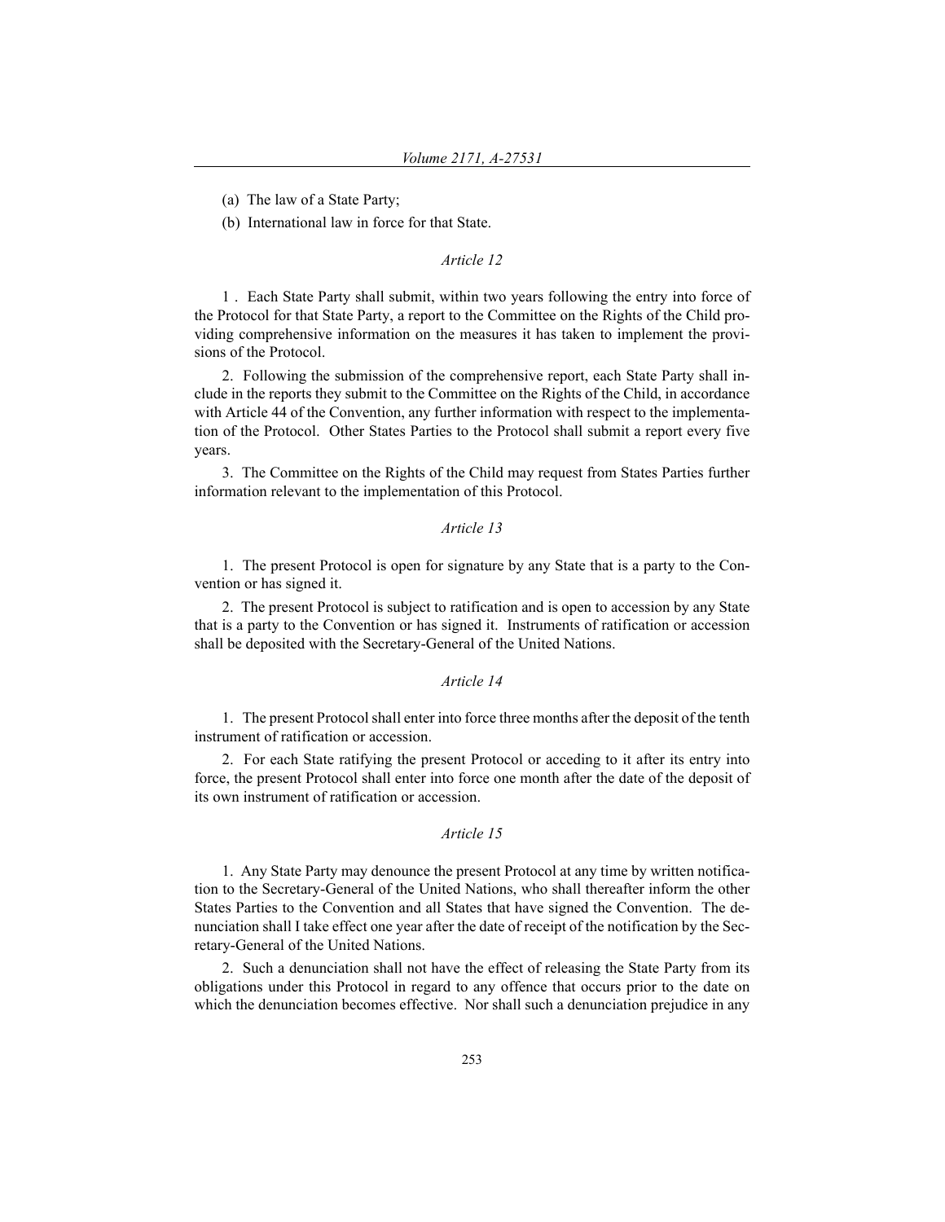(a) The law of a State Party;

(b) International law in force for that State.

*Article 12*

1 . Each State Party shall submit, within two years following the entry into force of the Protocol for that State Party, a report to the Committee on the Rights of the Child providing comprehensive information on the measures it has taken to implement the provisions of the Protocol.

2. Following the submission of the comprehensive report, each State Party shall include in the reports they submit to the Committee on the Rights of the Child, in accordance with Article 44 of the Convention, any further information with respect to the implementation of the Protocol. Other States Parties to the Protocol shall submit a report every five years.

3. The Committee on the Rights of the Child may request from States Parties further information relevant to the implementation of this Protocol.

*Article 13*

1. The present Protocol is open for signature by any State that is a party to the Convention or has signed it.

2. The present Protocol is subject to ratification and is open to accession by any State that is a party to the Convention or has signed it. Instruments of ratification or accession shall be deposited with the Secretary-General of the United Nations.

*Article 14*

1. The present Protocol shall enter into force three months after the deposit of the tenth instrument of ratification or accession.

2. For each State ratifying the present Protocol or acceding to it after its entry into force, the present Protocol shall enter into force one month after the date of the deposit of its own instrument of ratification or accession.

*Article 15*

1. Any State Party may denounce the present Protocol at any time by written notification to the Secretary-General of the United Nations, who shall thereafter inform the other States Parties to the Convention and all States that have signed the Convention. The denunciation shall I take effect one year after the date of receipt of the notification by the Secretary-General of the United Nations.

2. Such a denunciation shall not have the effect of releasing the State Party from its obligations under this Protocol in regard to any offence that occurs prior to the date on which the denunciation becomes effective. Nor shall such a denunciation prejudice in any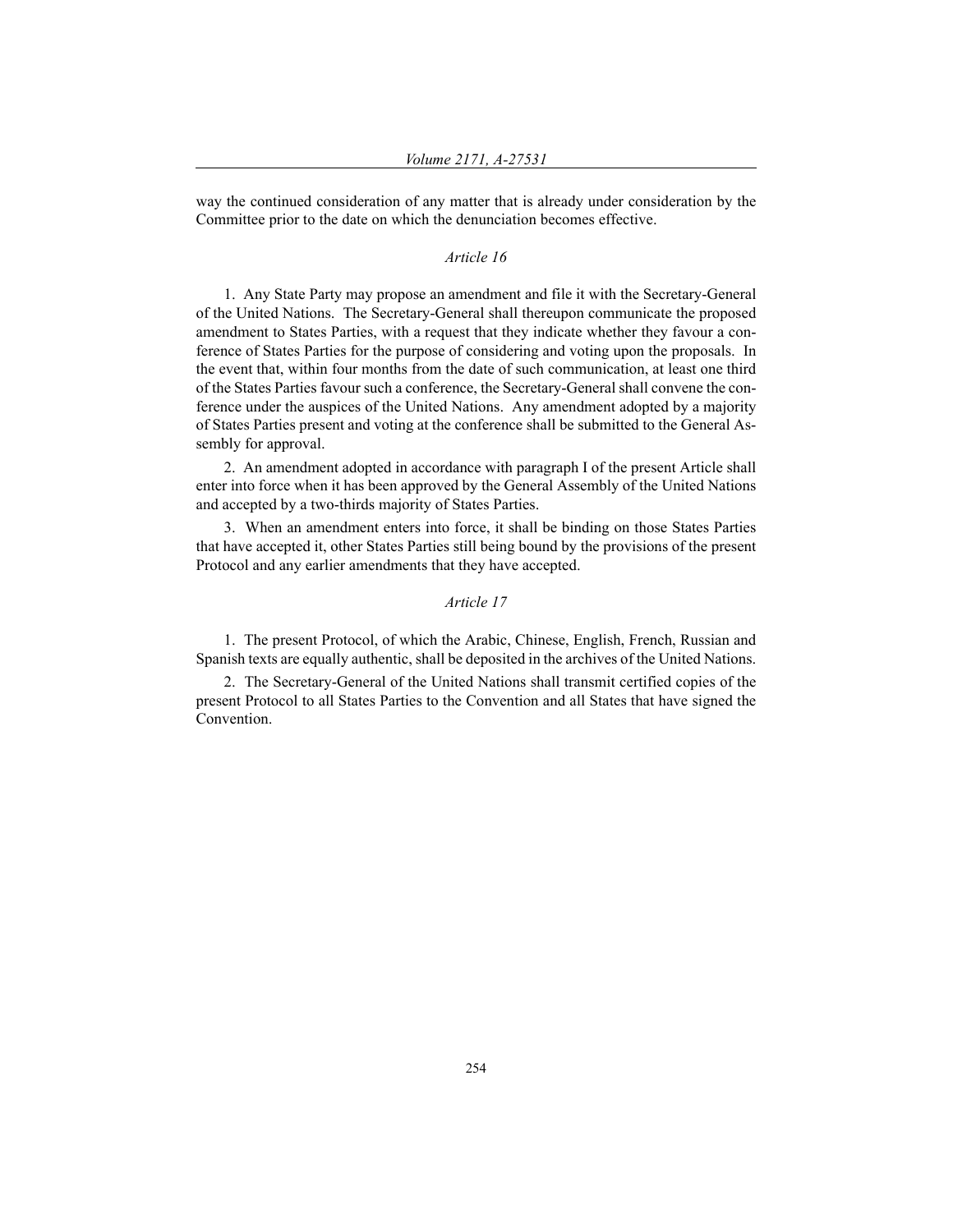way the continued consideration of any matter that is already under consideration by the Committee prior to the date on which the denunciation becomes effective.

*Article 16*

1. Any State Party may propose an amendment and file it with the Secretary-General of the United Nations. The Secretary-General shall thereupon communicate the proposed amendment to States Parties, with a request that they indicate whether they favour a conference of States Parties for the purpose of considering and voting upon the proposals. In the event that, within four months from the date of such communication, at least one third of the States Parties favour such a conference, the Secretary-General shall convene the conference under the auspices of the United Nations. Any amendment adopted by a majority of States Parties present and voting at the conference shall be submitted to the General Assembly for approval.

2. An amendment adopted in accordance with paragraph I of the present Article shall enter into force when it has been approved by the General Assembly of the United Nations and accepted by a two-thirds majority of States Parties.

3. When an amendment enters into force, it shall be binding on those States Parties that have accepted it, other States Parties still being bound by the provisions of the present Protocol and any earlier amendments that they have accepted.

*Article 17*

1. The present Protocol, of which the Arabic, Chinese, English, French, Russian and Spanish texts are equally authentic, shall be deposited in the archives of the United Nations.

2. The Secretary-General of the United Nations shall transmit certified copies of the present Protocol to all States Parties to the Convention and all States that have signed the Convention.